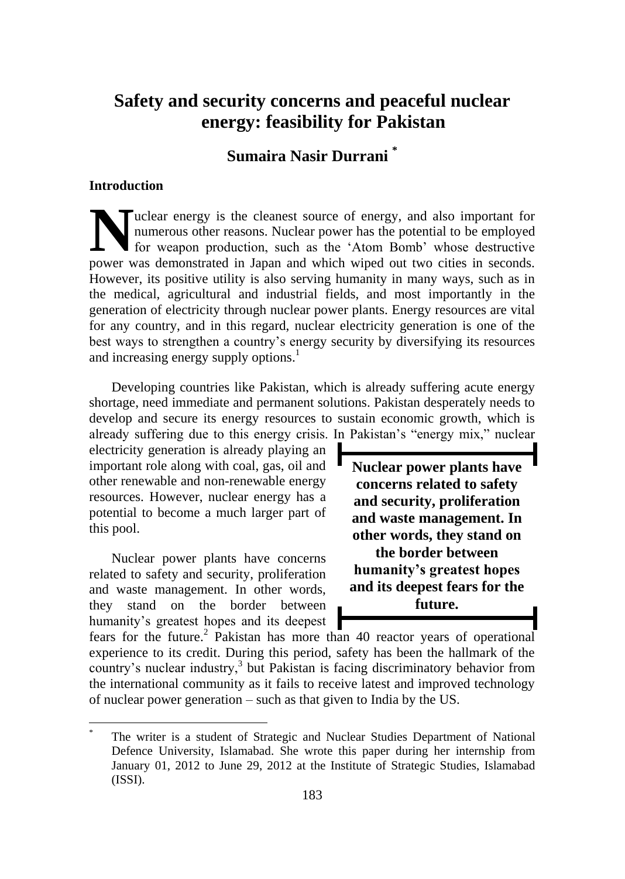# Safety and security concerns and peaceful nuclear energy: feasibility for Pakistan

**Sumaira Nasir Durrani** *

## Introduction

Nuclear energy is the cleanest source of energy, and also important for numerous other reasons. Nuclear power has the potential to be employed for weapon production, such as the 'Atom Bomb' whose destructive power was demonstrated in Japan and which wiped out two cities in seconds. However, its positive utility is also serving humanity in many ways, such as in the medical, agricultural and industrial fields, and most importantly in the generation of electricity through nuclear power plants. Energy resources are vital for any country, and in this regard, nuclear electricity generation is one of the best ways to strengthen a country's energy security by diversifying its resources and increasing energy supply options.[1]

Developing countries like Pakistan, which is already suffering acute energy shortage, need immediate and permanent solutions. Pakistan desperately needs to develop and secure its energy resources to sustain economic growth, which is already suffering due to this energy crisis. In Pakistan's "energy mix," nuclear electricity generation is already playing an important role along with coal, gas, oil and other renewable and non-renewable energy resources. However, nuclear energy has a potential to become a much larger part of this pool.

> **Nuclear power plants have concerns related to safety and security, proliferation and waste management. In other words, they stand on the border between humanity's greatest hopes and its deepest fears for the future.**

Nuclear power plants have concerns related to safety and security, proliferation and waste management. In other words, they stand on the border between humanity's greatest hopes and its deepest fears for the future.[2] Pakistan has more than 40 reactor years of operational experience to its credit. During this period, safety has been the hallmark of the country's nuclear industry,[3] but Pakistan is facing discriminatory behavior from the international community as it fails to receive latest and improved technology of nuclear power generation – such as that given to India by the US.

---

\* The writer is a student of Strategic and Nuclear Studies Department of National Defence University, Islamabad. She wrote this paper during her internship from January 01, 2012 to June 29, 2012 at the Institute of Strategic Studies, Islamabad (ISSI).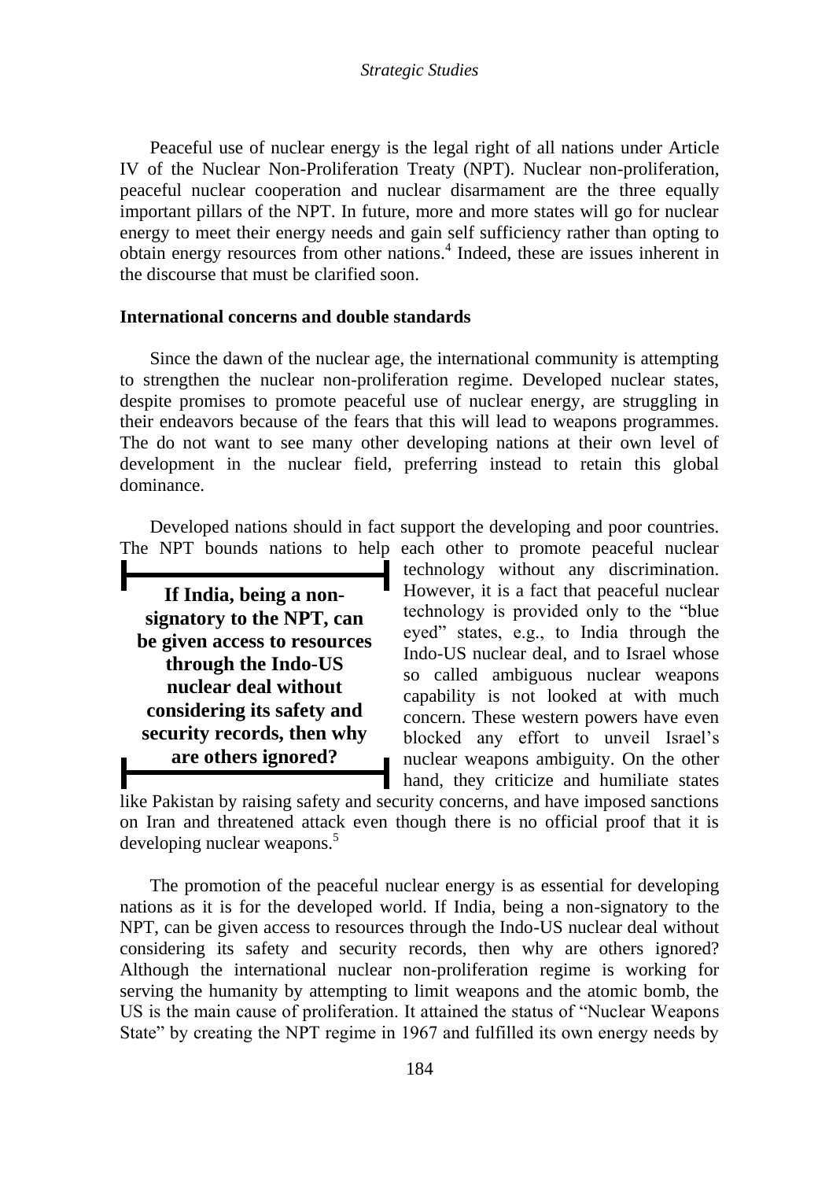Peaceful use of nuclear energy is the legal right of all nations under Article IV of the Nuclear Non-Proliferation Treaty (NPT). Nuclear non-proliferation, peaceful nuclear cooperation and nuclear disarmament are the three equally important pillars of the NPT. In future, more and more states will go for nuclear energy to meet their energy needs and gain self sufficiency rather than opting to obtain energy resources from other nations.[4] Indeed, these are issues inherent in the discourse that must be clarified soon.

**International concerns and double standards**

Since the dawn of the nuclear age, the international community is attempting to strengthen the nuclear non-proliferation regime. Developed nuclear states, despite promises to promote peaceful use of nuclear energy, are struggling in their endeavors because of the fears that this will lead to weapons programmes. The do not want to see many other developing nations at their own level of development in the nuclear field, preferring instead to retain this global dominance.

Developed nations should in fact support the developing and poor countries. The NPT bounds nations to help each other to promote peaceful nuclear technology without any discrimination. However, it is a fact that peaceful nuclear technology is provided only to the "blue eyed" states, e.g., to India through the Indo-US nuclear deal, and to Israel whose so called ambiguous nuclear weapons capability is not looked at with much concern. These western powers have even blocked any effort to unveil Israel's nuclear weapons ambiguity. On the other hand, they criticize and humiliate states like Pakistan by raising safety and security concerns, and have imposed sanctions on Iran and threatened attack even though there is no official proof that it is developing nuclear weapons.[5]

**If India, being a non-signatory to the NPT, can be given access to resources through the Indo-US nuclear deal without considering its safety and security records, then why are others ignored?**

The promotion of the peaceful nuclear energy is as essential for developing nations as it is for the developed world. If India, being a non-signatory to the NPT, can be given access to resources through the Indo-US nuclear deal without considering its safety and security records, then why are others ignored? Although the international nuclear non-proliferation regime is working for serving the humanity by attempting to limit weapons and the atomic bomb, the US is the main cause of proliferation. It attained the status of "Nuclear Weapons State" by creating the NPT regime in 1967 and fulfilled its own energy needs by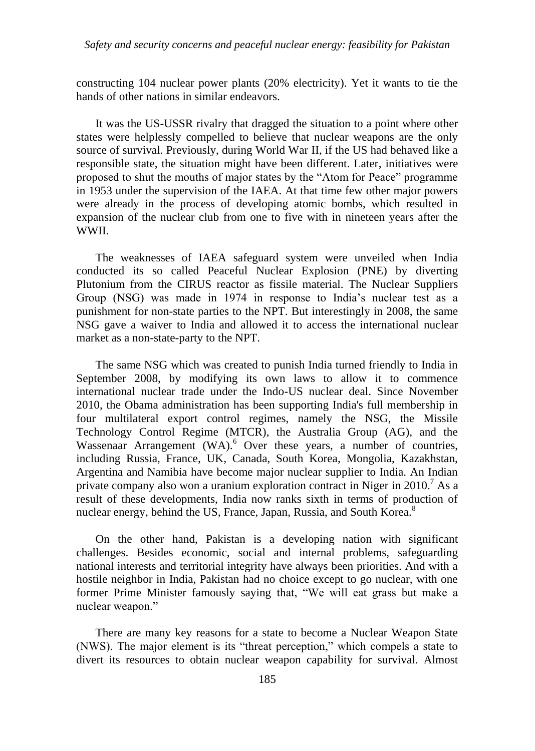constructing 104 nuclear power plants (20% electricity). Yet it wants to tie the hands of other nations in similar endeavors.

It was the US-USSR rivalry that dragged the situation to a point where other states were helplessly compelled to believe that nuclear weapons are the only source of survival. Previously, during World War II, if the US had behaved like a responsible state, the situation might have been different. Later, initiatives were proposed to shut the mouths of major states by the "Atom for Peace" programme in 1953 under the supervision of the IAEA. At that time few other major powers were already in the process of developing atomic bombs, which resulted in expansion of the nuclear club from one to five with in nineteen years after the WWII.

The weaknesses of IAEA safeguard system were unveiled when India conducted its so called Peaceful Nuclear Explosion (PNE) by diverting Plutonium from the CIRUS reactor as fissile material. The Nuclear Suppliers Group (NSG) was made in 1974 in response to India's nuclear test as a punishment for non-state parties to the NPT. But interestingly in 2008, the same NSG gave a waiver to India and allowed it to access the international nuclear market as a non-state-party to the NPT.

The same NSG which was created to punish India turned friendly to India in September 2008, by modifying its own laws to allow it to commence international nuclear trade under the Indo-US nuclear deal. Since November 2010, the Obama administration has been supporting India's full membership in four multilateral export control regimes, namely the NSG, the Missile Technology Control Regime (MTCR), the Australia Group (AG), and the Wassenaar Arrangement (WA).[6] Over these years, a number of countries, including Russia, France, UK, Canada, South Korea, Mongolia, Kazakhstan, Argentina and Namibia have become major nuclear supplier to India. An Indian private company also won a uranium exploration contract in Niger in 2010.[7] As a result of these developments, India now ranks sixth in terms of production of nuclear energy, behind the US, France, Japan, Russia, and South Korea.[8]

On the other hand, Pakistan is a developing nation with significant challenges. Besides economic, social and internal problems, safeguarding national interests and territorial integrity have always been priorities. And with a hostile neighbor in India, Pakistan had no choice except to go nuclear, with one former Prime Minister famously saying that, "We will eat grass but make a nuclear weapon."

There are many key reasons for a state to become a Nuclear Weapon State (NWS). The major element is its "threat perception," which compels a state to divert its resources to obtain nuclear weapon capability for survival. Almost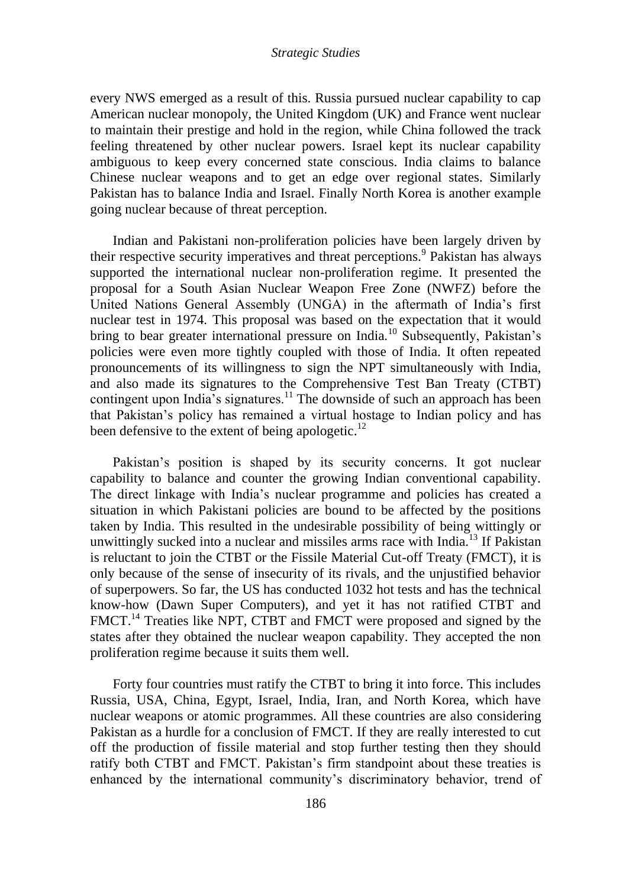every NWS emerged as a result of this. Russia pursued nuclear capability to cap American nuclear monopoly, the United Kingdom (UK) and France went nuclear to maintain their prestige and hold in the region, while China followed the track feeling threatened by other nuclear powers. Israel kept its nuclear capability ambiguous to keep every concerned state conscious. India claims to balance Chinese nuclear weapons and to get an edge over regional states. Similarly Pakistan has to balance India and Israel. Finally North Korea is another example going nuclear because of threat perception.

Indian and Pakistani non-proliferation policies have been largely driven by their respective security imperatives and threat perceptions.[9] Pakistan has always supported the international nuclear non-proliferation regime. It presented the proposal for a South Asian Nuclear Weapon Free Zone (NWFZ) before the United Nations General Assembly (UNGA) in the aftermath of India's first nuclear test in 1974. This proposal was based on the expectation that it would bring to bear greater international pressure on India.[10] Subsequently, Pakistan's policies were even more tightly coupled with those of India. It often repeated pronouncements of its willingness to sign the NPT simultaneously with India, and also made its signatures to the Comprehensive Test Ban Treaty (CTBT) contingent upon India's signatures.[11] The downside of such an approach has been that Pakistan's policy has remained a virtual hostage to Indian policy and has been defensive to the extent of being apologetic.[12]

Pakistan's position is shaped by its security concerns. It got nuclear capability to balance and counter the growing Indian conventional capability. The direct linkage with India's nuclear programme and policies has created a situation in which Pakistani policies are bound to be affected by the positions taken by India. This resulted in the undesirable possibility of being wittingly or unwittingly sucked into a nuclear and missiles arms race with India.[13] If Pakistan is reluctant to join the CTBT or the Fissile Material Cut-off Treaty (FMCT), it is only because of the sense of insecurity of its rivals, and the unjustified behavior of superpowers. So far, the US has conducted 1032 hot tests and has the technical know-how (Dawn Super Computers), and yet it has not ratified CTBT and FMCT.[14] Treaties like NPT, CTBT and FMCT were proposed and signed by the states after they obtained the nuclear weapon capability. They accepted the non proliferation regime because it suits them well.

Forty four countries must ratify the CTBT to bring it into force. This includes Russia, USA, China, Egypt, Israel, India, Iran, and North Korea, which have nuclear weapons or atomic programmes. All these countries are also considering Pakistan as a hurdle for a conclusion of FMCT. If they are really interested to cut off the production of fissile material and stop further testing then they should ratify both CTBT and FMCT. Pakistan's firm standpoint about these treaties is enhanced by the international community's discriminatory behavior, trend of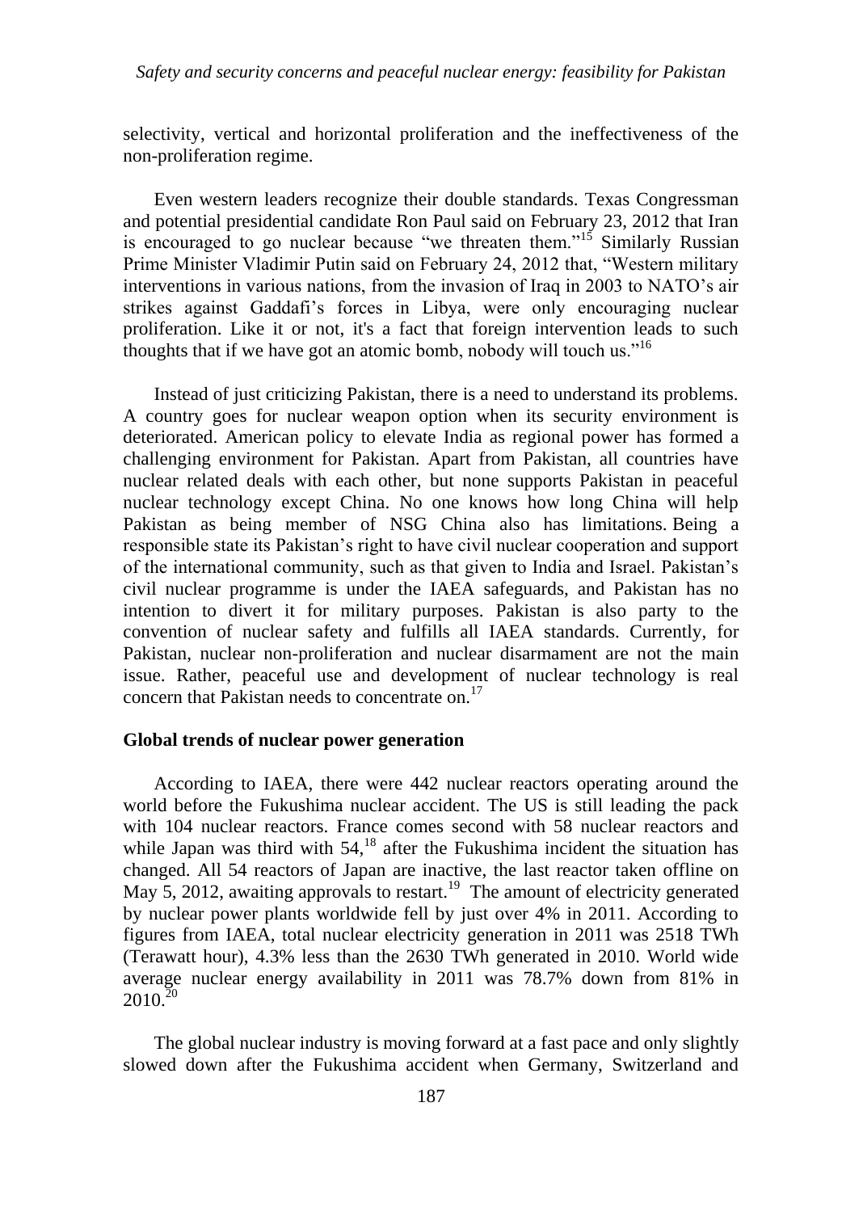selectivity, vertical and horizontal proliferation and the ineffectiveness of the non-proliferation regime.

Even western leaders recognize their double standards. Texas Congressman and potential presidential candidate Ron Paul said on February 23, 2012 that Iran is encouraged to go nuclear because "we threaten them."[15] Similarly Russian Prime Minister Vladimir Putin said on February 24, 2012 that, "Western military interventions in various nations, from the invasion of Iraq in 2003 to NATO's air strikes against Gaddafi's forces in Libya, were only encouraging nuclear proliferation. Like it or not, it's a fact that foreign intervention leads to such thoughts that if we have got an atomic bomb, nobody will touch us."[16]

Instead of just criticizing Pakistan, there is a need to understand its problems. A country goes for nuclear weapon option when its security environment is deteriorated. American policy to elevate India as regional power has formed a challenging environment for Pakistan. Apart from Pakistan, all countries have nuclear related deals with each other, but none supports Pakistan in peaceful nuclear technology except China. No one knows how long China will help Pakistan as being member of NSG China also has limitations. Being a responsible state its Pakistan's right to have civil nuclear cooperation and support of the international community, such as that given to India and Israel. Pakistan's civil nuclear programme is under the IAEA safeguards, and Pakistan has no intention to divert it for military purposes. Pakistan is also party to the convention of nuclear safety and fulfills all IAEA standards. Currently, for Pakistan, nuclear non-proliferation and nuclear disarmament are not the main issue. Rather, peaceful use and development of nuclear technology is real concern that Pakistan needs to concentrate on.[17]

## Global trends of nuclear power generation

According to IAEA, there were 442 nuclear reactors operating around the world before the Fukushima nuclear accident. The US is still leading the pack with 104 nuclear reactors. France comes second with 58 nuclear reactors and while Japan was third with 54,[18] after the Fukushima incident the situation has changed. All 54 reactors of Japan are inactive, the last reactor taken offline on May 5, 2012, awaiting approvals to restart.[19] The amount of electricity generated by nuclear power plants worldwide fell by just over 4% in 2011. According to figures from IAEA, total nuclear electricity generation in 2011 was 2518 TWh (Terawatt hour), 4.3% less than the 2630 TWh generated in 2010. World wide average nuclear energy availability in 2011 was 78.7% down from 81% in 2010.[20]

The global nuclear industry is moving forward at a fast pace and only slightly slowed down after the Fukushima accident when Germany, Switzerland and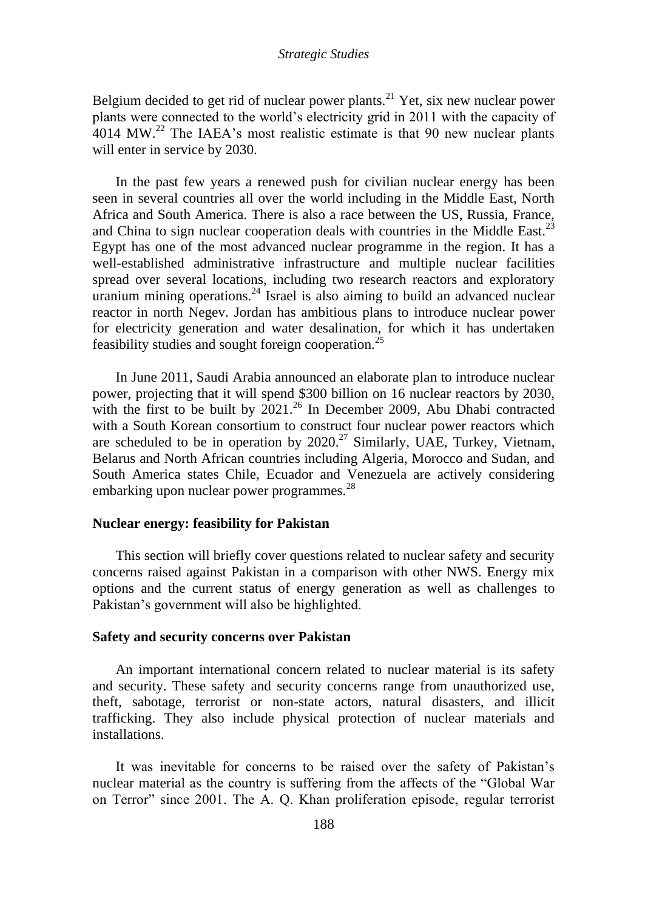Belgium decided to get rid of nuclear power plants.[21] Yet, six new nuclear power plants were connected to the world's electricity grid in 2011 with the capacity of 4014 MW.[22] The IAEA's most realistic estimate is that 90 new nuclear plants will enter in service by 2030.

In the past few years a renewed push for civilian nuclear energy has been seen in several countries all over the world including in the Middle East, North Africa and South America. There is also a race between the US, Russia, France, and China to sign nuclear cooperation deals with countries in the Middle East.[23] Egypt has one of the most advanced nuclear programme in the region. It has a well-established administrative infrastructure and multiple nuclear facilities spread over several locations, including two research reactors and exploratory uranium mining operations.[24] Israel is also aiming to build an advanced nuclear reactor in north Negev. Jordan has ambitious plans to introduce nuclear power for electricity generation and water desalination, for which it has undertaken feasibility studies and sought foreign cooperation.[25]

In June 2011, Saudi Arabia announced an elaborate plan to introduce nuclear power, projecting that it will spend $300 billion on 16 nuclear reactors by 2030, with the first to be built by 2021.[26] In December 2009, Abu Dhabi contracted with a South Korean consortium to construct four nuclear power reactors which are scheduled to be in operation by 2020.[27] Similarly, UAE, Turkey, Vietnam, Belarus and North African countries including Algeria, Morocco and Sudan, and South America states Chile, Ecuador and Venezuela are actively considering embarking upon nuclear power programmes.[28]

## Nuclear energy: feasibility for Pakistan

This section will briefly cover questions related to nuclear safety and security concerns raised against Pakistan in a comparison with other NWS. Energy mix options and the current status of energy generation as well as challenges to Pakistan's government will also be highlighted.

### Safety and security concerns over Pakistan

An important international concern related to nuclear material is its safety and security. These safety and security concerns range from unauthorized use, theft, sabotage, terrorist or non-state actors, natural disasters, and illicit trafficking. They also include physical protection of nuclear materials and installations.

It was inevitable for concerns to be raised over the safety of Pakistan's nuclear material as the country is suffering from the affects of the "Global War on Terror" since 2001. The A. Q. Khan proliferation episode, regular terrorist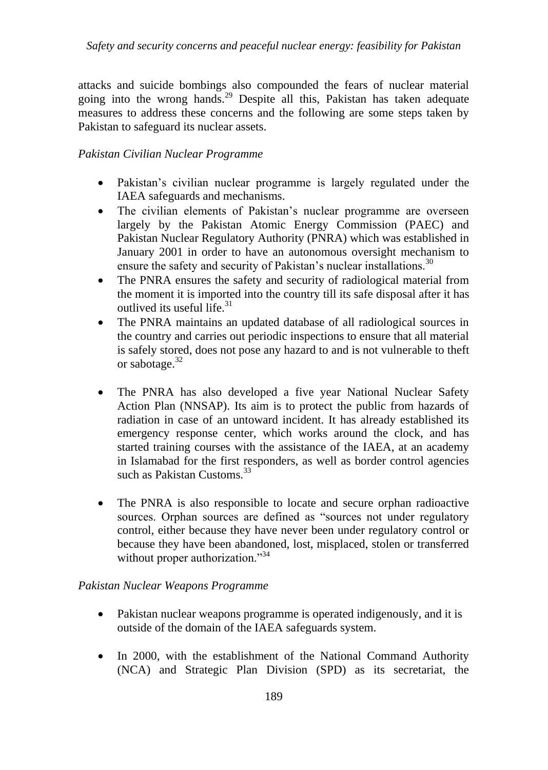attacks and suicide bombings also compounded the fears of nuclear material going into the wrong hands.[29] Despite all this, Pakistan has taken adequate measures to address these concerns and the following are some steps taken by Pakistan to safeguard its nuclear assets.

*Pakistan Civilian Nuclear Programme*

- Pakistan's civilian nuclear programme is largely regulated under the IAEA safeguards and mechanisms.
- The civilian elements of Pakistan's nuclear programme are overseen largely by the Pakistan Atomic Energy Commission (PAEC) and Pakistan Nuclear Regulatory Authority (PNRA) which was established in January 2001 in order to have an autonomous oversight mechanism to ensure the safety and security of Pakistan's nuclear installations.[30]
- The PNRA ensures the safety and security of radiological material from the moment it is imported into the country till its safe disposal after it has outlived its useful life.[31]
- The PNRA maintains an updated database of all radiological sources in the country and carries out periodic inspections to ensure that all material is safely stored, does not pose any hazard to and is not vulnerable to theft or sabotage.[32]
- The PNRA has also developed a five year National Nuclear Safety Action Plan (NNSAP). Its aim is to protect the public from hazards of radiation in case of an untoward incident. It has already established its emergency response center, which works around the clock, and has started training courses with the assistance of the IAEA, at an academy in Islamabad for the first responders, as well as border control agencies such as Pakistan Customs.[33]
- The PNRA is also responsible to locate and secure orphan radioactive sources. Orphan sources are defined as "sources not under regulatory control, either because they have never been under regulatory control or because they have been abandoned, lost, misplaced, stolen or transferred without proper authorization."[34]

*Pakistan Nuclear Weapons Programme*

- Pakistan nuclear weapons programme is operated indigenously, and it is outside of the domain of the IAEA safeguards system.
- In 2000, with the establishment of the National Command Authority (NCA) and Strategic Plan Division (SPD) as its secretariat, the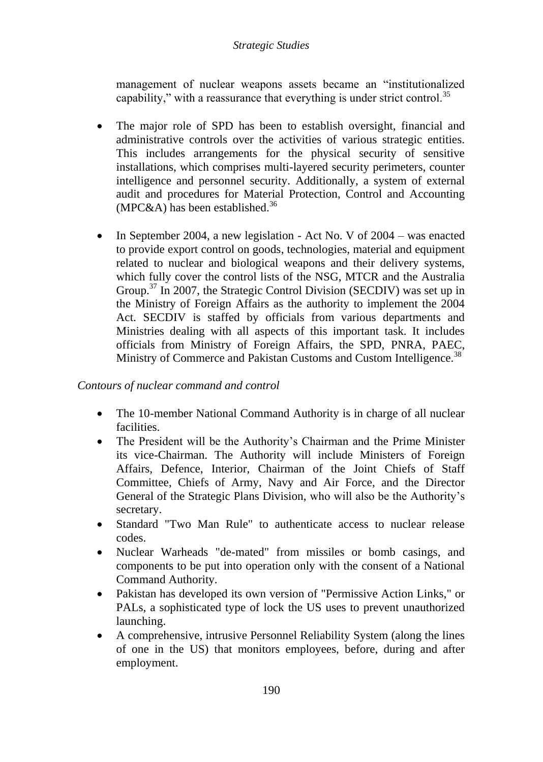management of nuclear weapons assets became an "institutionalized capability," with a reassurance that everything is under strict control.[35]

- The major role of SPD has been to establish oversight, financial and administrative controls over the activities of various strategic entities. This includes arrangements for the physical security of sensitive installations, which comprises multi-layered security perimeters, counter intelligence and personnel security. Additionally, a system of external audit and procedures for Material Protection, Control and Accounting (MPC&A) has been established.[36]

- In September 2004, a new legislation - Act No. V of 2004 – was enacted to provide export control on goods, technologies, material and equipment related to nuclear and biological weapons and their delivery systems, which fully cover the control lists of the NSG, MTCR and the Australia Group.[37] In 2007, the Strategic Control Division (SECDIV) was set up in the Ministry of Foreign Affairs as the authority to implement the 2004 Act. SECDIV is staffed by officials from various departments and Ministries dealing with all aspects of this important task. It includes officials from Ministry of Foreign Affairs, the SPD, PNRA, PAEC, Ministry of Commerce and Pakistan Customs and Custom Intelligence.[38]

*Contours of nuclear command and control*

- The 10-member National Command Authority is in charge of all nuclear facilities.
- The President will be the Authority's Chairman and the Prime Minister its vice-Chairman. The Authority will include Ministers of Foreign Affairs, Defence, Interior, Chairman of the Joint Chiefs of Staff Committee, Chiefs of Army, Navy and Air Force, and the Director General of the Strategic Plans Division, who will also be the Authority's secretary.
- Standard "Two Man Rule" to authenticate access to nuclear release codes.
- Nuclear Warheads "de-mated" from missiles or bomb casings, and components to be put into operation only with the consent of a National Command Authority.
- Pakistan has developed its own version of "Permissive Action Links," or PALs, a sophisticated type of lock the US uses to prevent unauthorized launching.
- A comprehensive, intrusive Personnel Reliability System (along the lines of one in the US) that monitors employees, before, during and after employment.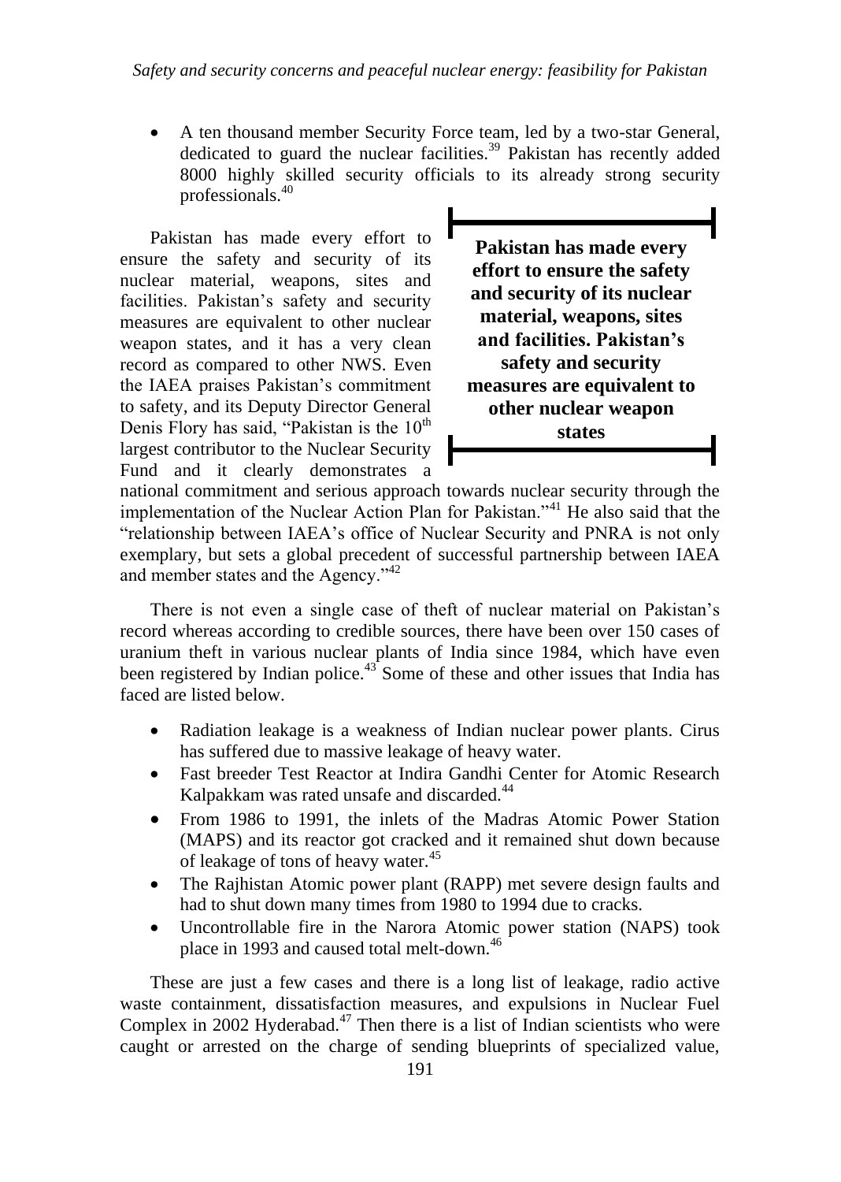- A ten thousand member Security Force team, led by a two-star General, dedicated to guard the nuclear facilities.[39] Pakistan has recently added 8000 highly skilled security officials to its already strong security professionals.[40]

> **Pakistan has made every effort to ensure the safety and security of its nuclear material, weapons, sites and facilities. Pakistan's safety and security measures are equivalent to other nuclear weapon states**

Pakistan has made every effort to ensure the safety and security of its nuclear material, weapons, sites and facilities. Pakistan's safety and security measures are equivalent to other nuclear weapon states, and it has a very clean record as compared to other NWS. Even the IAEA praises Pakistan's commitment to safety, and its Deputy Director General Denis Flory has said, "Pakistan is the 10th largest contributor to the Nuclear Security Fund and it clearly demonstrates a national commitment and serious approach towards nuclear security through the implementation of the Nuclear Action Plan for Pakistan."[41] He also said that the "relationship between IAEA's office of Nuclear Security and PNRA is not only exemplary, but sets a global precedent of successful partnership between IAEA and member states and the Agency."[42]

There is not even a single case of theft of nuclear material on Pakistan's record whereas according to credible sources, there have been over 150 cases of uranium theft in various nuclear plants of India since 1984, which have even been registered by Indian police.[43] Some of these and other issues that India has faced are listed below.

- Radiation leakage is a weakness of Indian nuclear power plants. Cirus has suffered due to massive leakage of heavy water.
- Fast breeder Test Reactor at Indira Gandhi Center for Atomic Research Kalpakkam was rated unsafe and discarded.[44]
- From 1986 to 1991, the inlets of the Madras Atomic Power Station (MAPS) and its reactor got cracked and it remained shut down because of leakage of tons of heavy water.[45]
- The Rajhistan Atomic power plant (RAPP) met severe design faults and had to shut down many times from 1980 to 1994 due to cracks.
- Uncontrollable fire in the Narora Atomic power station (NAPS) took place in 1993 and caused total melt-down.[46]

These are just a few cases and there is a long list of leakage, radio active waste containment, dissatisfaction measures, and expulsions in Nuclear Fuel Complex in 2002 Hyderabad.[47] Then there is a list of Indian scientists who were caught or arrested on the charge of sending blueprints of specialized value,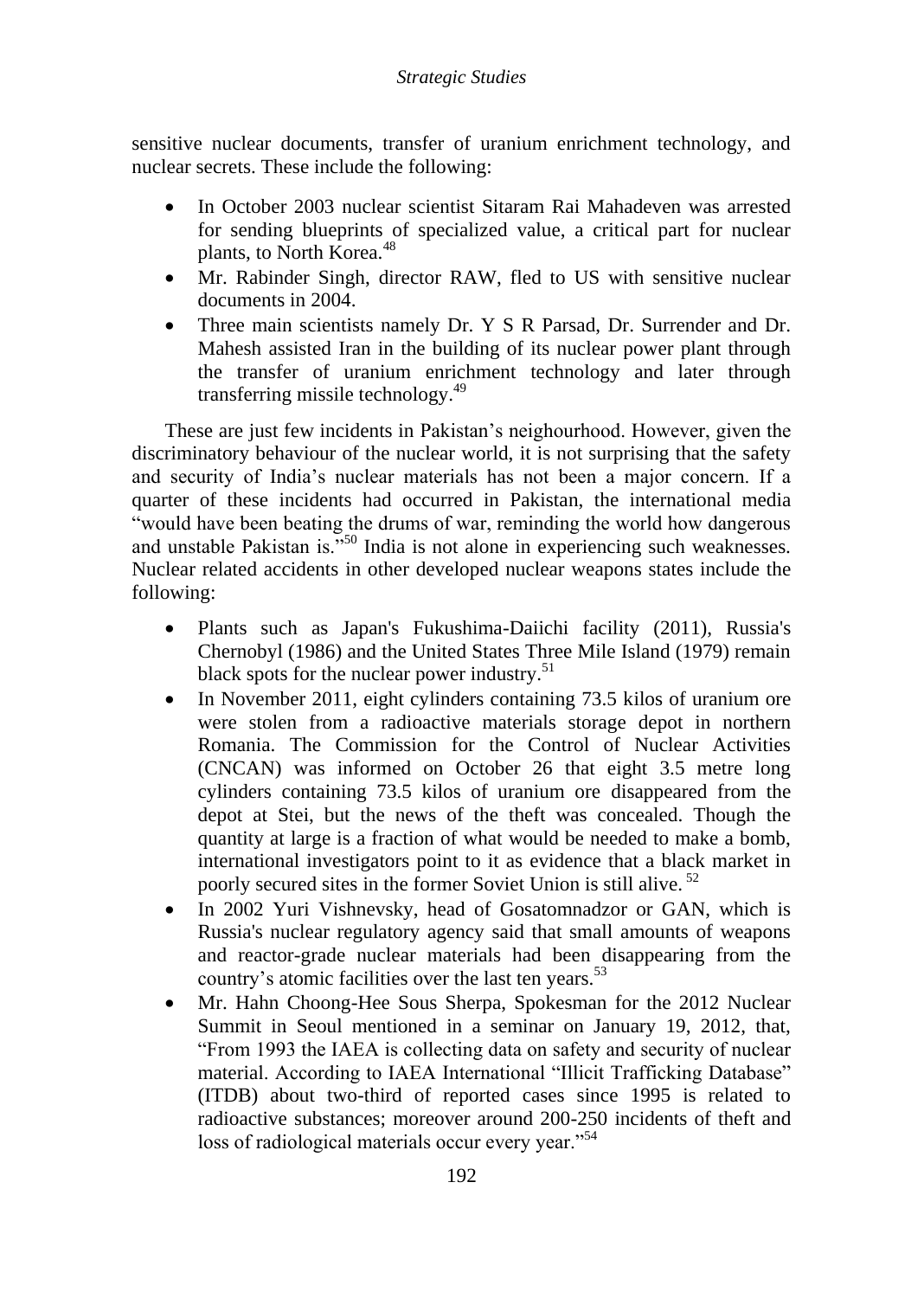sensitive nuclear documents, transfer of uranium enrichment technology, and nuclear secrets. These include the following:

- In October 2003 nuclear scientist Sitaram Rai Mahadeven was arrested for sending blueprints of specialized value, a critical part for nuclear plants, to North Korea.[48]
- Mr. Rabinder Singh, director RAW, fled to US with sensitive nuclear documents in 2004.
- Three main scientists namely Dr. Y S R Parsad, Dr. Surrender and Dr. Mahesh assisted Iran in the building of its nuclear power plant through the transfer of uranium enrichment technology and later through transferring missile technology.[49]

These are just few incidents in Pakistan's neighourhood. However, given the discriminatory behaviour of the nuclear world, it is not surprising that the safety and security of India's nuclear materials has not been a major concern. If a quarter of these incidents had occurred in Pakistan, the international media "would have been beating the drums of war, reminding the world how dangerous and unstable Pakistan is."[50] India is not alone in experiencing such weaknesses. Nuclear related accidents in other developed nuclear weapons states include the following:

- Plants such as Japan's Fukushima-Daiichi facility (2011), Russia's Chernobyl (1986) and the United States Three Mile Island (1979) remain black spots for the nuclear power industry.[51]
- In November 2011, eight cylinders containing 73.5 kilos of uranium ore were stolen from a radioactive materials storage depot in northern Romania. The Commission for the Control of Nuclear Activities (CNCAN) was informed on October 26 that eight 3.5 metre long cylinders containing 73.5 kilos of uranium ore disappeared from the depot at Stei, but the news of the theft was concealed. Though the quantity at large is a fraction of what would be needed to make a bomb, international investigators point to it as evidence that a black market in poorly secured sites in the former Soviet Union is still alive.[52]
- In 2002 Yuri Vishnevsky, head of Gosatomnadzor or GAN, which is Russia's nuclear regulatory agency said that small amounts of weapons and reactor-grade nuclear materials had been disappearing from the country's atomic facilities over the last ten years.[53]
- Mr. Hahn Choong-Hee Sous Sherpa, Spokesman for the 2012 Nuclear Summit in Seoul mentioned in a seminar on January 19, 2012, that, "From 1993 the IAEA is collecting data on safety and security of nuclear material. According to IAEA International "Illicit Trafficking Database" (ITDB) about two-third of reported cases since 1995 is related to radioactive substances; moreover around 200-250 incidents of theft and loss of radiological materials occur every year."[54]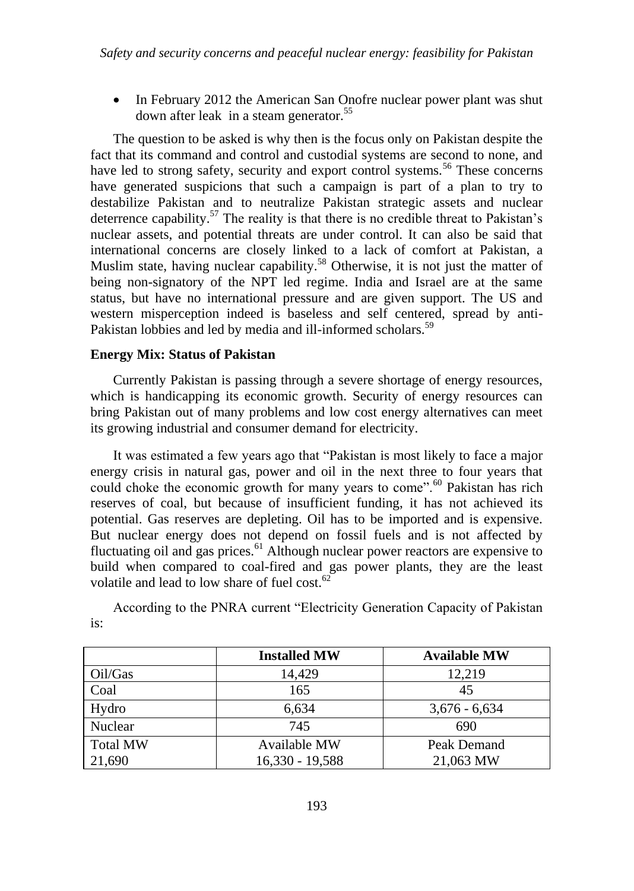- In February 2012 the American San Onofre nuclear power plant was shut down after leak in a steam generator.[55]

The question to be asked is why then is the focus only on Pakistan despite the fact that its command and control and custodial systems are second to none, and have led to strong safety, security and export control systems.[56] These concerns have generated suspicions that such a campaign is part of a plan to try to destabilize Pakistan and to neutralize Pakistan strategic assets and nuclear deterrence capability.[57] The reality is that there is no credible threat to Pakistan's nuclear assets, and potential threats are under control. It can also be said that international concerns are closely linked to a lack of comfort at Pakistan, a Muslim state, having nuclear capability.[58] Otherwise, it is not just the matter of being non-signatory of the NPT led regime. India and Israel are at the same status, but have no international pressure and are given support. The US and western misperception indeed is baseless and self centered, spread by anti-Pakistan lobbies and led by media and ill-informed scholars.[59]

**Energy Mix: Status of Pakistan**

Currently Pakistan is passing through a severe shortage of energy resources, which is handicapping its economic growth. Security of energy resources can bring Pakistan out of many problems and low cost energy alternatives can meet its growing industrial and consumer demand for electricity.

It was estimated a few years ago that "Pakistan is most likely to face a major energy crisis in natural gas, power and oil in the next three to four years that could choke the economic growth for many years to come".[60] Pakistan has rich reserves of coal, but because of insufficient funding, it has not achieved its potential. Gas reserves are depleting. Oil has to be imported and is expensive. But nuclear energy does not depend on fossil fuels and is not affected by fluctuating oil and gas prices.[61] Although nuclear power reactors are expensive to build when compared to coal-fired and gas power plants, they are the least volatile and lead to low share of fuel cost.[62]

According to the PNRA current "Electricity Generation Capacity of Pakistan is:

| | Installed MW | Available MW |
|---|---|---|
| Oil/Gas | 14,429 | 12,219 |
| Coal | 165 | 45 |
| Hydro | 6,634 | 3,676 - 6,634 |
| Nuclear | 745 | 690 |
| Total MW<br>21,690 | Available MW<br>16,330 - 19,588 | Peak Demand<br>21,063 MW |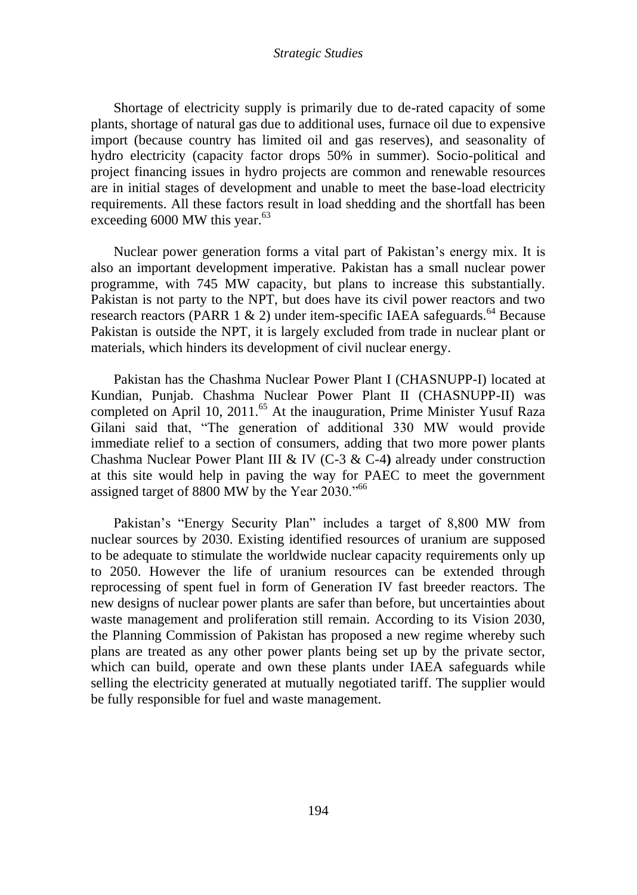Shortage of electricity supply is primarily due to de-rated capacity of some plants, shortage of natural gas due to additional uses, furnace oil due to expensive import (because country has limited oil and gas reserves), and seasonality of hydro electricity (capacity factor drops 50% in summer). Socio-political and project financing issues in hydro projects are common and renewable resources are in initial stages of development and unable to meet the base-load electricity requirements. All these factors result in load shedding and the shortfall has been exceeding 6000 MW this year.[63]

Nuclear power generation forms a vital part of Pakistan's energy mix. It is also an important development imperative. Pakistan has a small nuclear power programme, with 745 MW capacity, but plans to increase this substantially. Pakistan is not party to the NPT, but does have its civil power reactors and two research reactors (PARR 1 & 2) under item-specific IAEA safeguards.[64] Because Pakistan is outside the NPT, it is largely excluded from trade in nuclear plant or materials, which hinders its development of civil nuclear energy.

Pakistan has the Chashma Nuclear Power Plant I (CHASNUPP-I) located at Kundian, Punjab. Chashma Nuclear Power Plant II (CHASNUPP-II) was completed on April 10, 2011.[65] At the inauguration, Prime Minister Yusuf Raza Gilani said that, "The generation of additional 330 MW would provide immediate relief to a section of consumers, adding that two more power plants Chashma Nuclear Power Plant III & IV (C-3 & C-4**)** already under construction at this site would help in paving the way for PAEC to meet the government assigned target of 8800 MW by the Year 2030."[66]

Pakistan's "Energy Security Plan" includes a target of 8,800 MW from nuclear sources by 2030. Existing identified resources of uranium are supposed to be adequate to stimulate the worldwide nuclear capacity requirements only up to 2050. However the life of uranium resources can be extended through reprocessing of spent fuel in form of Generation IV fast breeder reactors. The new designs of nuclear power plants are safer than before, but uncertainties about waste management and proliferation still remain. According to its Vision 2030, the Planning Commission of Pakistan has proposed a new regime whereby such plans are treated as any other power plants being set up by the private sector, which can build, operate and own these plants under IAEA safeguards while selling the electricity generated at mutually negotiated tariff. The supplier would be fully responsible for fuel and waste management.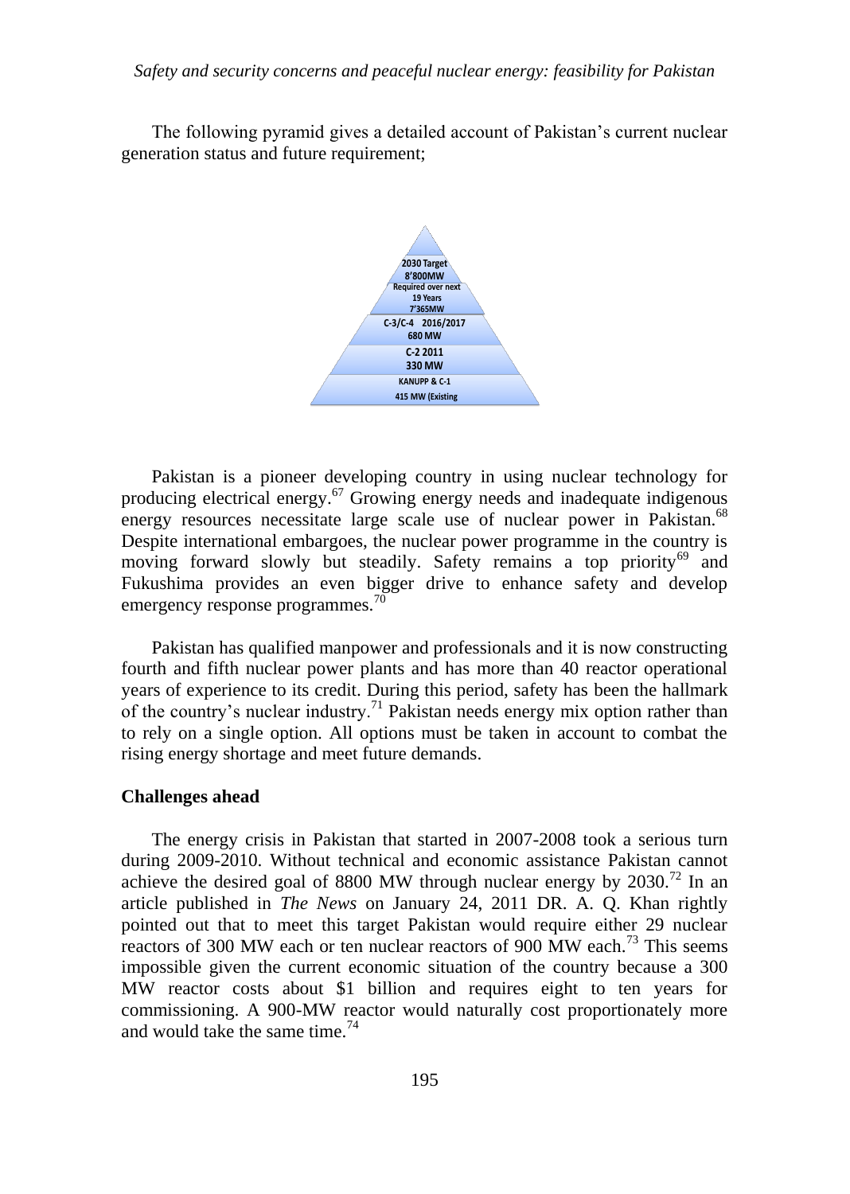The following pyramid gives a detailed account of Pakistan's current nuclear generation status and future requirement;

2030 Target
8'800MW
Required over next
19 Years
7'365MW

C-3/C-4 2016/2017
680 MW

C-2 2011
330 MW

KANUPP & C-1
415 MW (Existing

Pakistan is a pioneer developing country in using nuclear technology for producing electrical energy.[67] Growing energy needs and inadequate indigenous energy resources necessitate large scale use of nuclear power in Pakistan.[68] Despite international embargoes, the nuclear power programme in the country is moving forward slowly but steadily. Safety remains a top priority[69] and Fukushima provides an even bigger drive to enhance safety and develop emergency response programmes.[70]

Pakistan has qualified manpower and professionals and it is now constructing fourth and fifth nuclear power plants and has more than 40 reactor operational years of experience to its credit. During this period, safety has been the hallmark of the country's nuclear industry.[71] Pakistan needs energy mix option rather than to rely on a single option. All options must be taken in account to combat the rising energy shortage and meet future demands.

## Challenges ahead

The energy crisis in Pakistan that started in 2007-2008 took a serious turn during 2009-2010. Without technical and economic assistance Pakistan cannot achieve the desired goal of 8800 MW through nuclear energy by 2030.[72] In an article published in *The News* on January 24, 2011 DR. A. Q. Khan rightly pointed out that to meet this target Pakistan would require either 29 nuclear reactors of 300 MW each or ten nuclear reactors of 900 MW each.[73] This seems impossible given the current economic situation of the country because a 300 MW reactor costs about $1 billion and requires eight to ten years for commissioning. A 900-MW reactor would naturally cost proportionately more and would take the same time.[74]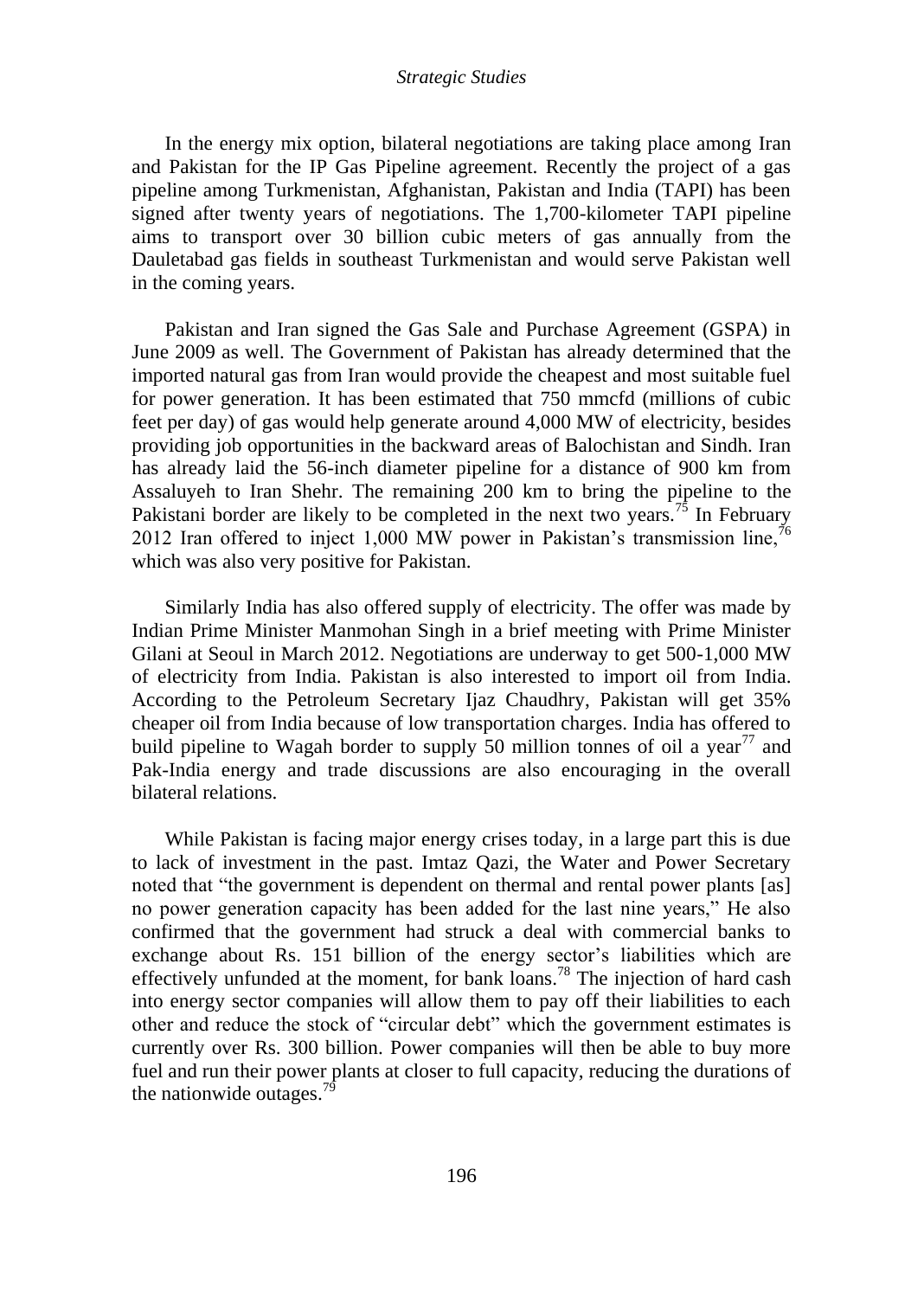In the energy mix option, bilateral negotiations are taking place among Iran and Pakistan for the IP Gas Pipeline agreement. Recently the project of a gas pipeline among Turkmenistan, Afghanistan, Pakistan and India (TAPI) has been signed after twenty years of negotiations. The 1,700-kilometer TAPI pipeline aims to transport over 30 billion cubic meters of gas annually from the Dauletabad gas fields in southeast Turkmenistan and would serve Pakistan well in the coming years.

Pakistan and Iran signed the Gas Sale and Purchase Agreement (GSPA) in June 2009 as well. The Government of Pakistan has already determined that the imported natural gas from Iran would provide the cheapest and most suitable fuel for power generation. It has been estimated that 750 mmcfd (millions of cubic feet per day) of gas would help generate around 4,000 MW of electricity, besides providing job opportunities in the backward areas of Balochistan and Sindh. Iran has already laid the 56-inch diameter pipeline for a distance of 900 km from Assaluyeh to Iran Shehr. The remaining 200 km to bring the pipeline to the Pakistani border are likely to be completed in the next two years.[75] In February 2012 Iran offered to inject 1,000 MW power in Pakistan's transmission line,[76] which was also very positive for Pakistan.

Similarly India has also offered supply of electricity. The offer was made by Indian Prime Minister Manmohan Singh in a brief meeting with Prime Minister Gilani at Seoul in March 2012. Negotiations are underway to get 500-1,000 MW of electricity from India. Pakistan is also interested to import oil from India. According to the Petroleum Secretary Ijaz Chaudhry, Pakistan will get 35% cheaper oil from India because of low transportation charges. India has offered to build pipeline to Wagah border to supply 50 million tonnes of oil a year[77] and Pak-India energy and trade discussions are also encouraging in the overall bilateral relations.

While Pakistan is facing major energy crises today, in a large part this is due to lack of investment in the past. Imtaz Qazi, the Water and Power Secretary noted that "the government is dependent on thermal and rental power plants [as] no power generation capacity has been added for the last nine years," He also confirmed that the government had struck a deal with commercial banks to exchange about Rs. 151 billion of the energy sector's liabilities which are effectively unfunded at the moment, for bank loans.[78] The injection of hard cash into energy sector companies will allow them to pay off their liabilities to each other and reduce the stock of "circular debt" which the government estimates is currently over Rs. 300 billion. Power companies will then be able to buy more fuel and run their power plants at closer to full capacity, reducing the durations of the nationwide outages.[79]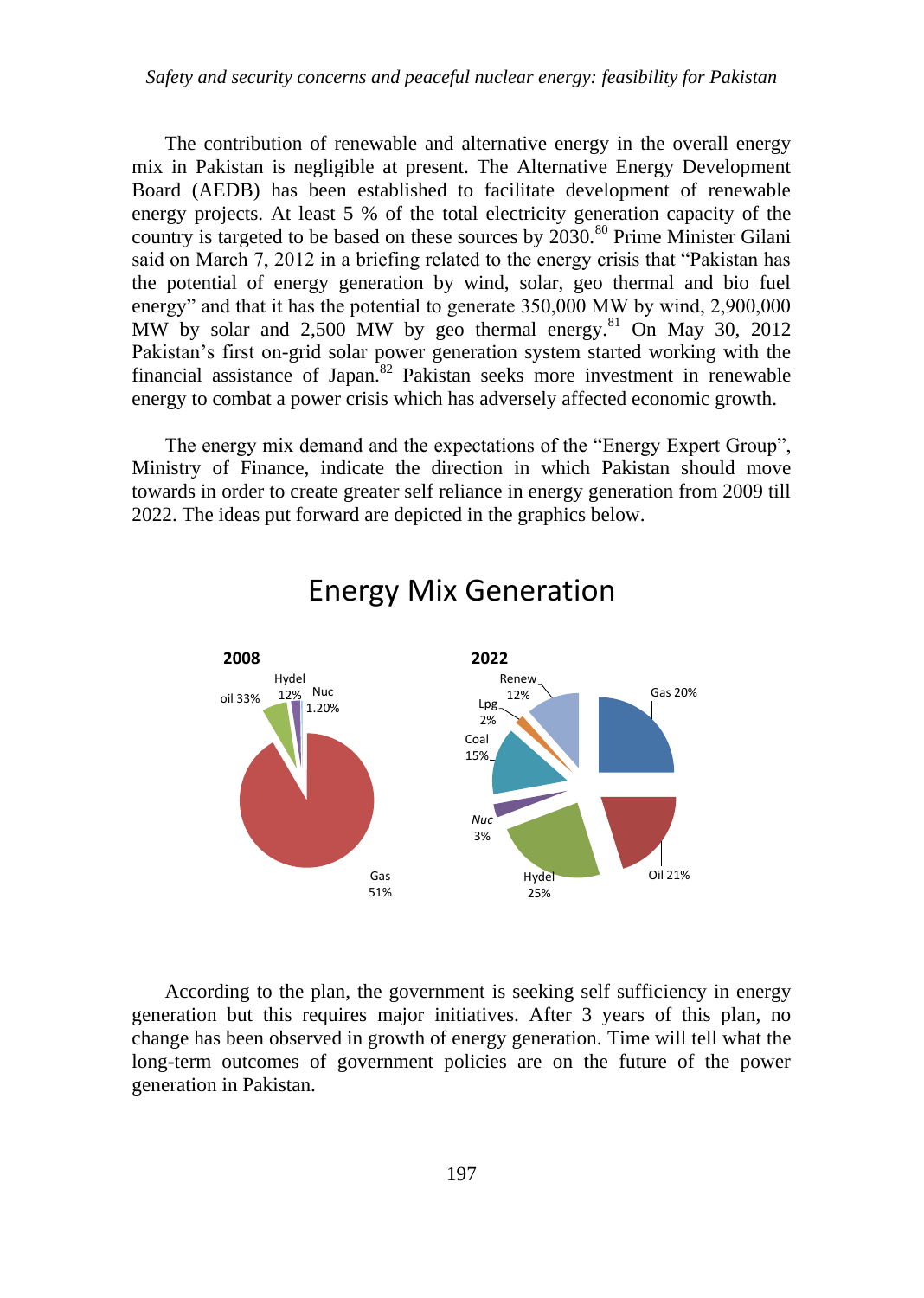The contribution of renewable and alternative energy in the overall energy mix in Pakistan is negligible at present. The Alternative Energy Development Board (AEDB) has been established to facilitate development of renewable energy projects. At least 5 % of the total electricity generation capacity of the country is targeted to be based on these sources by 2030.[80] Prime Minister Gilani said on March 7, 2012 in a briefing related to the energy crisis that "Pakistan has the potential of energy generation by wind, solar, geo thermal and bio fuel energy" and that it has the potential to generate 350,000 MW by wind, 2,900,000 MW by solar and 2,500 MW by geo thermal energy.[81] On May 30, 2012 Pakistan's first on-grid solar power generation system started working with the financial assistance of Japan.[82] Pakistan seeks more investment in renewable energy to combat a power crisis which has adversely affected economic growth.

The energy mix demand and the expectations of the "Energy Expert Group", Ministry of Finance, indicate the direction in which Pakistan should move towards in order to create greater self reliance in energy generation from 2009 till 2022. The ideas put forward are depicted in the graphics below.

Energy Mix Generation

**2008**: oil 33%, Hydel 12%, Nuc 1.20%, Gas 51%

**2022**: Renew 12%, Gas 20%, Lpg 2%, Coal 15%, *Nuc* 3%, Hydel 25%, Oil 21%

According to the plan, the government is seeking self sufficiency in energy generation but this requires major initiatives. After 3 years of this plan, no change has been observed in growth of energy generation. Time will tell what the long-term outcomes of government policies are on the future of the power generation in Pakistan.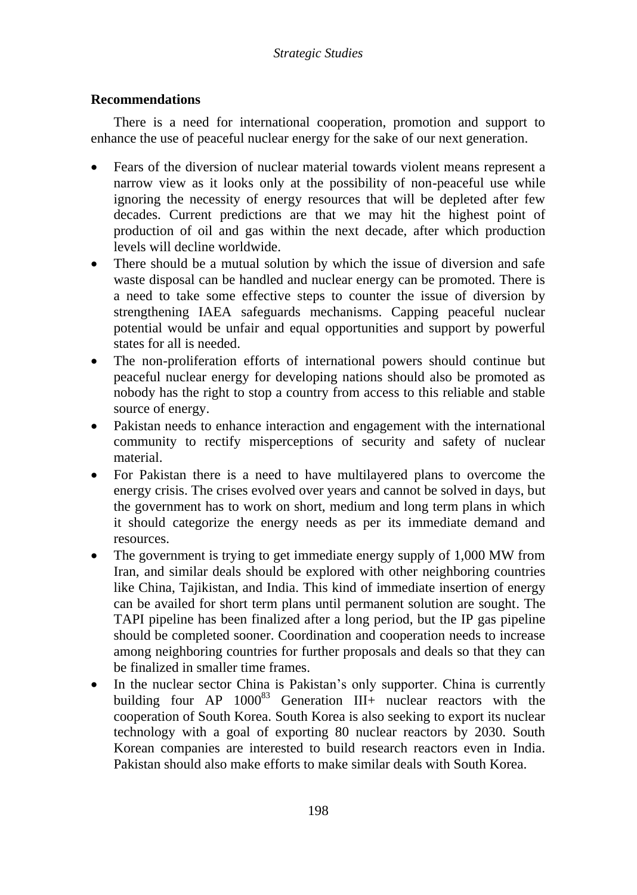## Recommendations

There is a need for international cooperation, promotion and support to enhance the use of peaceful nuclear energy for the sake of our next generation.

- Fears of the diversion of nuclear material towards violent means represent a narrow view as it looks only at the possibility of non-peaceful use while ignoring the necessity of energy resources that will be depleted after few decades. Current predictions are that we may hit the highest point of production of oil and gas within the next decade, after which production levels will decline worldwide.
- There should be a mutual solution by which the issue of diversion and safe waste disposal can be handled and nuclear energy can be promoted. There is a need to take some effective steps to counter the issue of diversion by strengthening IAEA safeguards mechanisms. Capping peaceful nuclear potential would be unfair and equal opportunities and support by powerful states for all is needed.
- The non-proliferation efforts of international powers should continue but peaceful nuclear energy for developing nations should also be promoted as nobody has the right to stop a country from access to this reliable and stable source of energy.
- Pakistan needs to enhance interaction and engagement with the international community to rectify misperceptions of security and safety of nuclear material.
- For Pakistan there is a need to have multilayered plans to overcome the energy crisis. The crises evolved over years and cannot be solved in days, but the government has to work on short, medium and long term plans in which it should categorize the energy needs as per its immediate demand and resources.
- The government is trying to get immediate energy supply of 1,000 MW from Iran, and similar deals should be explored with other neighboring countries like China, Tajikistan, and India. This kind of immediate insertion of energy can be availed for short term plans until permanent solution are sought. The TAPI pipeline has been finalized after a long period, but the IP gas pipeline should be completed sooner. Coordination and cooperation needs to increase among neighboring countries for further proposals and deals so that they can be finalized in smaller time frames.
- In the nuclear sector China is Pakistan's only supporter. China is currently building four AP 1000[83] Generation III+ nuclear reactors with the cooperation of South Korea. South Korea is also seeking to export its nuclear technology with a goal of exporting 80 nuclear reactors by 2030. South Korean companies are interested to build research reactors even in India. Pakistan should also make efforts to make similar deals with South Korea.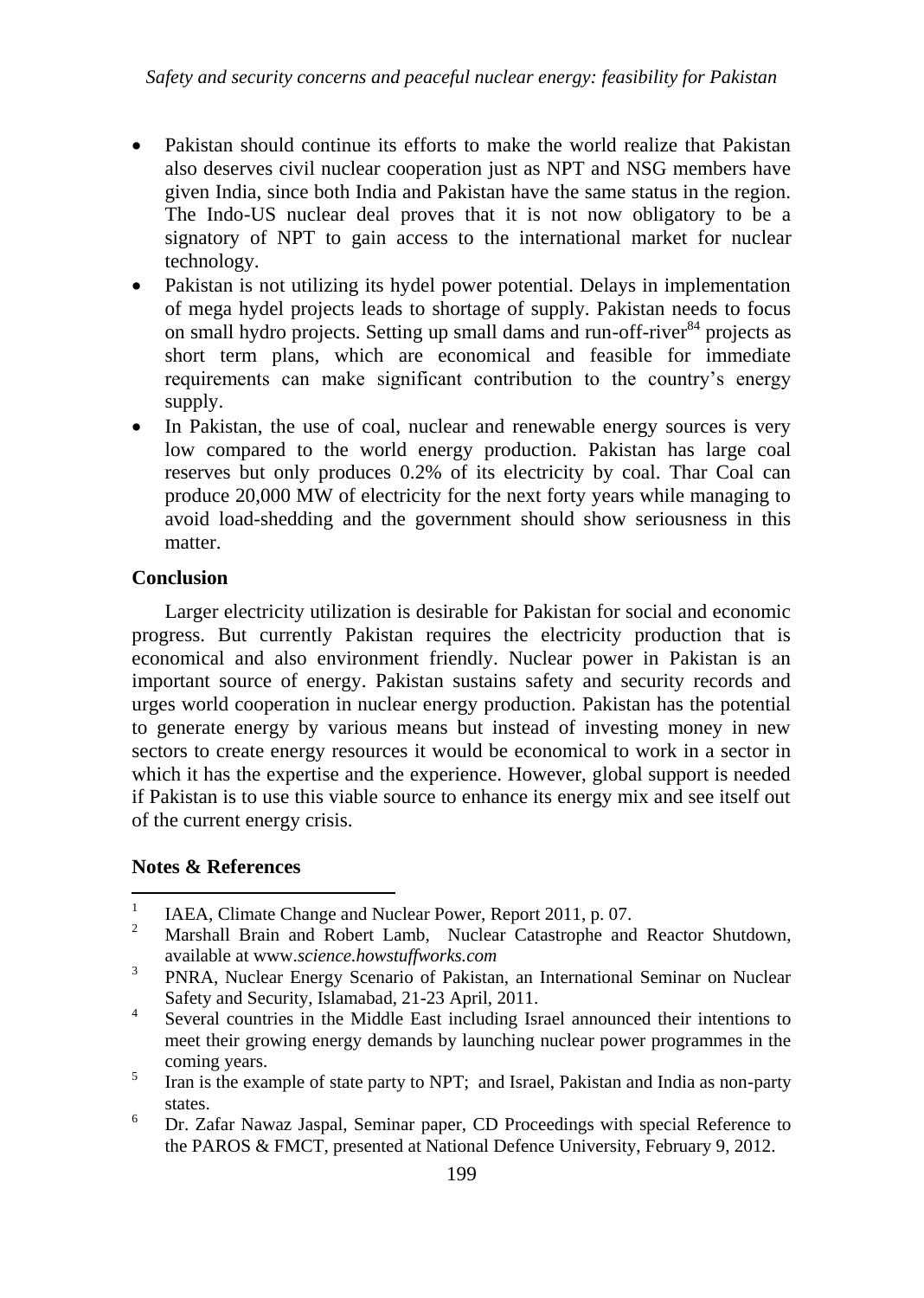- Pakistan should continue its efforts to make the world realize that Pakistan also deserves civil nuclear cooperation just as NPT and NSG members have given India, since both India and Pakistan have the same status in the region. The Indo-US nuclear deal proves that it is not now obligatory to be a signatory of NPT to gain access to the international market for nuclear technology.
- Pakistan is not utilizing its hydel power potential. Delays in implementation of mega hydel projects leads to shortage of supply. Pakistan needs to focus on small hydro projects. Setting up small dams and run-off-river[84] projects as short term plans, which are economical and feasible for immediate requirements can make significant contribution to the country's energy supply.
- In Pakistan, the use of coal, nuclear and renewable energy sources is very low compared to the world energy production. Pakistan has large coal reserves but only produces 0.2% of its electricity by coal. Thar Coal can produce 20,000 MW of electricity for the next forty years while managing to avoid load-shedding and the government should show seriousness in this matter.

## Conclusion

Larger electricity utilization is desirable for Pakistan for social and economic progress. But currently Pakistan requires the electricity production that is economical and also environment friendly. Nuclear power in Pakistan is an important source of energy. Pakistan sustains safety and security records and urges world cooperation in nuclear energy production. Pakistan has the potential to generate energy by various means but instead of investing money in new sectors to create energy resources it would be economical to work in a sector in which it has the expertise and the experience. However, global support is needed if Pakistan is to use this viable source to enhance its energy mix and see itself out of the current energy crisis.

## Notes & References

1. IAEA, Climate Change and Nuclear Power, Report 2011, p. 07.
2. Marshall Brain and Robert Lamb, Nuclear Catastrophe and Reactor Shutdown, available at www.*science.howstuffworks.com*
3. PNRA, Nuclear Energy Scenario of Pakistan, an International Seminar on Nuclear Safety and Security, Islamabad, 21-23 April, 2011.
4. Several countries in the Middle East including Israel announced their intentions to meet their growing energy demands by launching nuclear power programmes in the coming years.
5. Iran is the example of state party to NPT; and Israel, Pakistan and India as non-party states.
6. Dr. Zafar Nawaz Jaspal, Seminar paper, CD Proceedings with special Reference to the PAROS & FMCT, presented at National Defence University, February 9, 2012.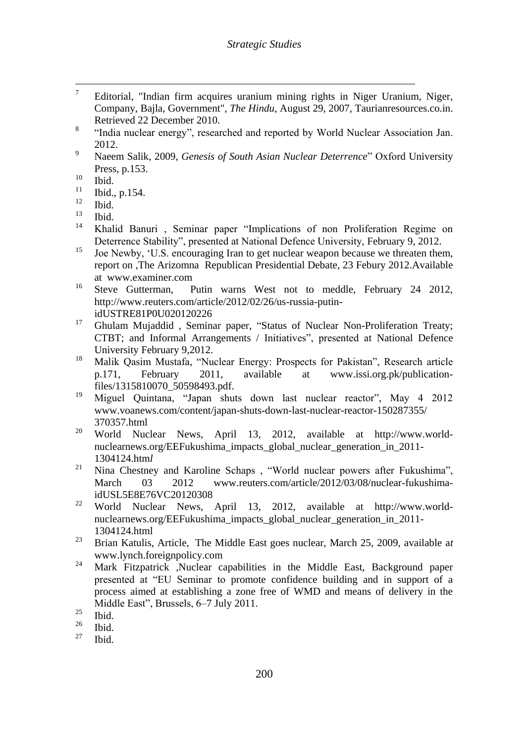[7] Editorial, "Indian firm acquires uranium mining rights in Niger Uranium, Niger, Company, Bajla, Government", *The Hindu*, August 29, 2007, Taurianresources.co.in. Retrieved 22 December 2010.

[8] "India nuclear energy", researched and reported by World Nuclear Association Jan. 2012.

[9] Naeem Salik, 2009, *Genesis of South Asian Nuclear Deterrence*" Oxford University Press, p.153.

[10] Ibid.

[11] Ibid., p.154.

[12] Ibid.

[13] Ibid.

[14] Khalid Banuri , Seminar paper "Implications of non Proliferation Regime on Deterrence Stability", presented at National Defence University, February 9, 2012.

[15] Joe Newby, 'U.S. encouraging Iran to get nuclear weapon because we threaten them, report on ,The Arizomna Republican Presidential Debate, 23 Febury 2012.Available at www.examiner.com

[16] Steve Gutterman, Putin warns West not to meddle, February 24 2012, http://www.reuters.com/article/2012/02/26/us-russia-putin-idUSTRE81P0U020120226

[17] Ghulam Mujaddid , Seminar paper, "Status of Nuclear Non-Proliferation Treaty; CTBT; and Informal Arrangements / Initiatives", presented at National Defence University February 9,2012.

[18] Malik Qasim Mustafa, "Nuclear Energy: Prospects for Pakistan", Research article p.171, February 2011, available at www.issi.org.pk/publication-files/1315810070_50598493.pdf.

[19] Miguel Quintana, "Japan shuts down last nuclear reactor", May 4 2012 www.voanews.com/content/japan-shuts-down-last-nuclear-reactor-150287355/370357.html

[20] World Nuclear News, April 13, 2012, available at http://www.world-nuclearnews.org/EEFukushima_impacts_global_nuclear_generation_in_2011-1304124.htm*l*

[21] Nina Chestney and Karoline Schaps , "World nuclear powers after Fukushima", March 03 2012 www.reuters.com/article/2012/03/08/nuclear-fukushima-idUSL5E8E76VC20120308

[22] World Nuclear News, April 13, 2012, available at http://www.world-nuclearnews.org/EEFukushima_impacts_global_nuclear_generation_in_2011-1304124.html

[23] Brian Katulis, Article, The Middle East goes nuclear, March 25, 2009, available a*t* www.lynch.foreignpolicy.com

[24] Mark Fitzpatrick ,Nuclear capabilities in the Middle East, Background paper presented at "EU Seminar to promote confidence building and in support of a process aimed at establishing a zone free of WMD and means of delivery in the Middle East", Brussels, 6–7 July 2011.

[25] Ibid.

[26] Ibid.

[27] Ibid.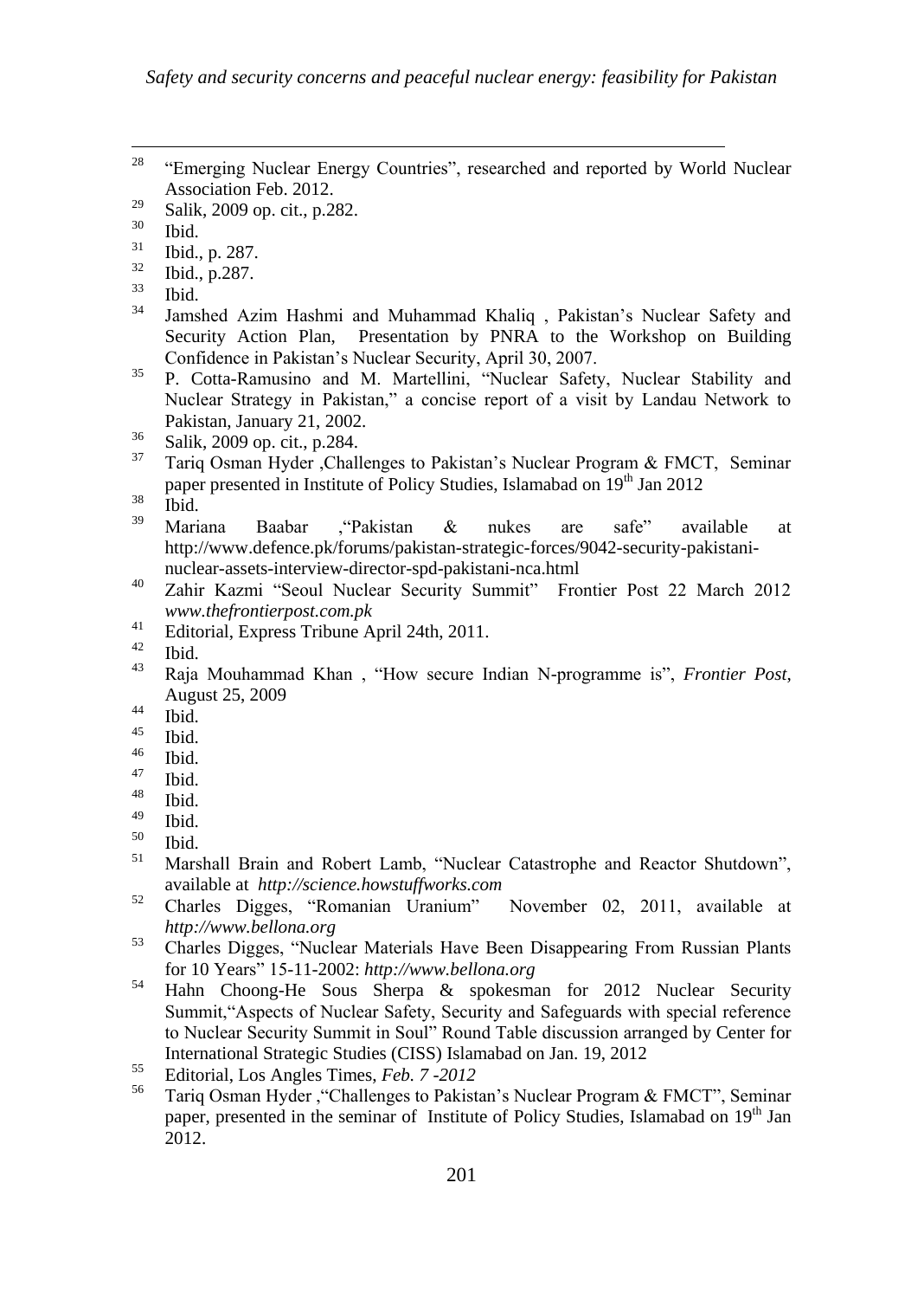28 "Emerging Nuclear Energy Countries", researched and reported by World Nuclear Association Feb. 2012.

29 Salik, 2009 op. cit., p.282.

30 Ibid.

31 Ibid., p. 287.

32 Ibid., p.287.

33 Ibid.

34 Jamshed Azim Hashmi and Muhammad Khaliq , Pakistan's Nuclear Safety and Security Action Plan, Presentation by PNRA to the Workshop on Building Confidence in Pakistan's Nuclear Security, April 30, 2007.

35 P. Cotta-Ramusino and M. Martellini, "Nuclear Safety, Nuclear Stability and Nuclear Strategy in Pakistan," a concise report of a visit by Landau Network to Pakistan, January 21, 2002.

36 Salik, 2009 op. cit., p.284.

37 Tariq Osman Hyder ,Challenges to Pakistan's Nuclear Program & FMCT, Seminar paper presented in Institute of Policy Studies, Islamabad on 19th Jan 2012

38 Ibid.

39 Mariana Baabar ,"Pakistan & nukes are safe" available at http://www.defence.pk/forums/pakistan-strategic-forces/9042-security-pakistani-nuclear-assets-interview-director-spd-pakistani-nca.html

40 Zahir Kazmi "Seoul Nuclear Security Summit" Frontier Post 22 March 2012 *www.thefrontierpost.com.pk*

41 Editorial, Express Tribune April 24th, 2011.

42 Ibid.

43 Raja Mouhammad Khan , "How secure Indian N-programme is", *Frontier Post*, August 25, 2009

44 Ibid.

45 Ibid.

46 Ibid.

47 Ibid.

48 Ibid.

49 Ibid.

50 Ibid.

51 Marshall Brain and Robert Lamb, "Nuclear Catastrophe and Reactor Shutdown", available at *http://science.howstuffworks.com*

52 Charles Digges, "Romanian Uranium" November 02, 2011, available at *http://www.bellona.org*

53 Charles Digges, "Nuclear Materials Have Been Disappearing From Russian Plants for 10 Years" 15-11-2002: *http://www.bellona.org*

54 Hahn Choong-He Sous Sherpa & spokesman for 2012 Nuclear Security Summit,"Aspects of Nuclear Safety, Security and Safeguards with special reference to Nuclear Security Summit in Soul" Round Table discussion arranged by Center for International Strategic Studies (CISS) Islamabad on Jan. 19, 2012

55 Editorial, Los Angles Times, *Feb. 7 -2012*

56 Tariq Osman Hyder ,"Challenges to Pakistan's Nuclear Program & FMCT", Seminar paper, presented in the seminar of Institute of Policy Studies, Islamabad on 19th Jan 2012.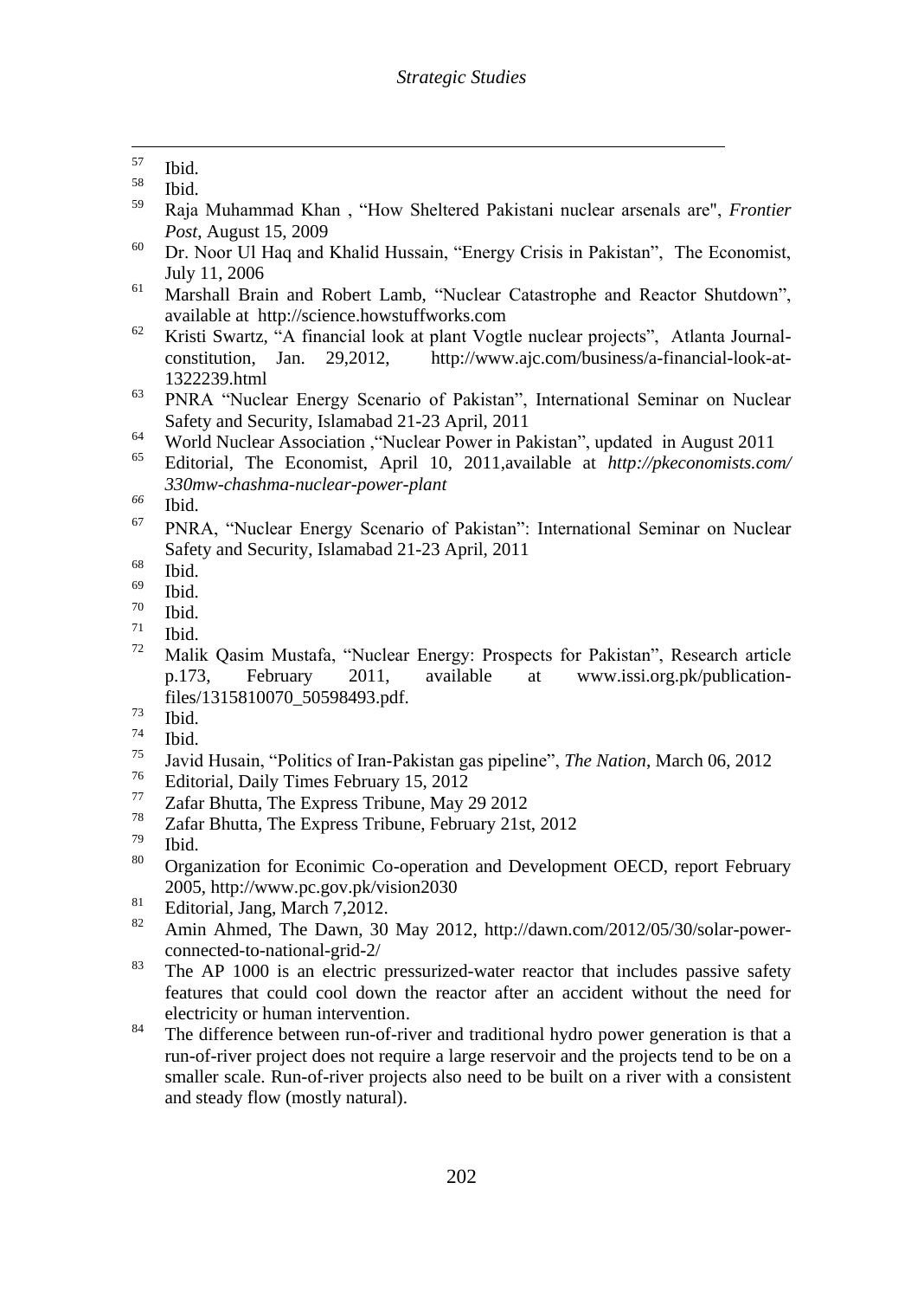57 Ibid.

58 Ibid.

59 Raja Muhammad Khan , "How Sheltered Pakistani nuclear arsenals are", *Frontier Post*, August 15, 2009

60 Dr. Noor Ul Haq and Khalid Hussain, "Energy Crisis in Pakistan", The Economist, July 11, 2006

61 Marshall Brain and Robert Lamb, "Nuclear Catastrophe and Reactor Shutdown", available at http://science.howstuffworks.com

62 Kristi Swartz, "A financial look at plant Vogtle nuclear projects", Atlanta Journal-constitution, Jan. 29,2012, http://www.ajc.com/business/a-financial-look-at-1322239.html

63 PNRA "Nuclear Energy Scenario of Pakistan", International Seminar on Nuclear Safety and Security, Islamabad 21-23 April, 2011

64 World Nuclear Association ,"Nuclear Power in Pakistan", updated in August 2011

65 Editorial, The Economist, April 10, 2011,available at *http://pkeconomists.com/330mw-chashma-nuclear-power-plant*

66 Ibid.

67 PNRA, "Nuclear Energy Scenario of Pakistan": International Seminar on Nuclear Safety and Security, Islamabad 21-23 April, 2011

68 Ibid.

69 Ibid.

70 Ibid.

71 Ibid.

72 Malik Qasim Mustafa, "Nuclear Energy: Prospects for Pakistan", Research article p.173, February 2011, available at www.issi.org.pk/publication-files/1315810070_50598493.pdf.

73 Ibid.

74 Ibid.

75 Javid Husain, "Politics of Iran-Pakistan gas pipeline", *The Nation*, March 06, 2012

76 Editorial, Daily Times February 15, 2012

77 Zafar Bhutta, The Express Tribune, May 29 2012

78 Zafar Bhutta, The Express Tribune, February 21st, 2012

79 Ibid.

80 Organization for Econimic Co-operation and Development OECD, report February 2005, http://www.pc.gov.pk/vision2030

81 Editorial, Jang, March 7,2012.

82 Amin Ahmed, The Dawn, 30 May 2012, http://dawn.com/2012/05/30/solar-power-connected-to-national-grid-2/

83 The AP 1000 is an electric pressurized-water reactor that includes passive safety features that could cool down the reactor after an accident without the need for electricity or human intervention.

84 The difference between run-of-river and traditional hydro power generation is that a run-of-river project does not require a large reservoir and the projects tend to be on a smaller scale. Run-of-river projects also need to be built on a river with a consistent and steady flow (mostly natural).